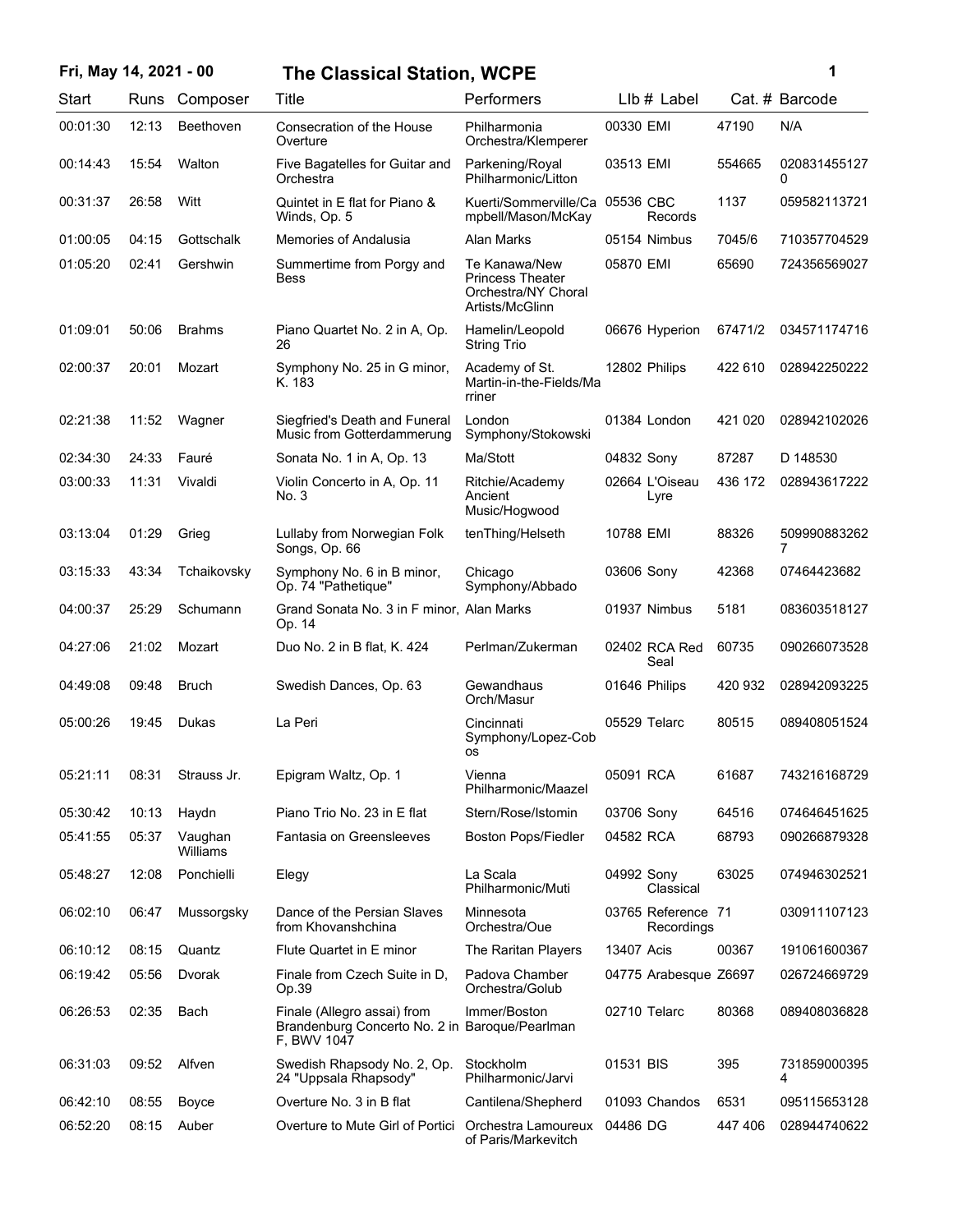# Fri, May 14, 2021 - 00 — The Classical Station, WCPE

| Start | Runs | Composer | Title | Performers | Llb # | Label | Cat. # | Barcode |
|---|---|---|---|---|---|---|---|---|
| 00:01:30 | 12:13 | Beethoven | Consecration of the House Overture | Philharmonia Orchestra/Klemperer | 00330 | EMI | 47190 | N/A |
| 00:14:43 | 15:54 | Walton | Five Bagatelles for Guitar and Orchestra | Parkening/Royal Philharmonic/Litton | 03513 | EMI | 554665 | 0208314551270 |
| 00:31:37 | 26:58 | Witt | Quintet in E flat for Piano & Winds, Op. 5 | Kuerti/Sommerville/Campbell/Mason/McKay | 05536 | CBC Records | 1137 | 059582113721 |
| 01:00:05 | 04:15 | Gottschalk | Memories of Andalusia | Alan Marks | 05154 | Nimbus | 7045/6 | 710357704529 |
| 01:05:20 | 02:41 | Gershwin | Summertime from Porgy and Bess | Te Kanawa/New Princess Theater Orchestra/NY Choral Artists/McGlinn | 05870 | EMI | 65690 | 724356569027 |
| 01:09:01 | 50:06 | Brahms | Piano Quartet No. 2 in A, Op. 26 | Hamelin/Leopold String Trio | 06676 | Hyperion | 67471/2 | 034571174716 |
| 02:00:37 | 20:01 | Mozart | Symphony No. 25 in G minor, K. 183 | Academy of St. Martin-in-the-Fields/Marriner | 12802 | Philips | 422 610 | 028942250222 |
| 02:21:38 | 11:52 | Wagner | Siegfried's Death and Funeral Music from Gotterdammerung | London Symphony/Stokowski | 01384 | London | 421 020 | 028942102026 |
| 02:34:30 | 24:33 | Fauré | Sonata No. 1 in A, Op. 13 | Ma/Stott | 04832 | Sony | 87287 | D 148530 |
| 03:00:33 | 11:31 | Vivaldi | Violin Concerto in A, Op. 11 No. 3 | Ritchie/Academy Ancient Music/Hogwood | 02664 | L'Oiseau Lyre | 436 172 | 028943617222 |
| 03:13:04 | 01:29 | Grieg | Lullaby from Norwegian Folk Songs, Op. 66 | tenThing/Helseth | 10788 | EMI | 88326 | 5099908832627 |
| 03:15:33 | 43:34 | Tchaikovsky | Symphony No. 6 in B minor, Op. 74 "Pathetique" | Chicago Symphony/Abbado | 03606 | Sony | 42368 | 07464423682 |
| 04:00:37 | 25:29 | Schumann | Grand Sonata No. 3 in F minor, Op. 14 | Alan Marks | 01937 | Nimbus | 5181 | 083603518127 |
| 04:27:06 | 21:02 | Mozart | Duo No. 2 in B flat, K. 424 | Perlman/Zukerman | 02402 | RCA Red Seal | 60735 | 090266073528 |
| 04:49:08 | 09:48 | Bruch | Swedish Dances, Op. 63 | Gewandhaus Orch/Masur | 01646 | Philips | 420 932 | 028942093225 |
| 05:00:26 | 19:45 | Dukas | La Peri | Cincinnati Symphony/Lopez-Cobos | 05529 | Telarc | 80515 | 089408051524 |
| 05:21:11 | 08:31 | Strauss Jr. | Epigram Waltz, Op. 1 | Vienna Philharmonic/Maazel | 05091 | RCA | 61687 | 743216168729 |
| 05:30:42 | 10:13 | Haydn | Piano Trio No. 23 in E flat | Stern/Rose/Istomin | 03706 | Sony | 64516 | 074646451625 |
| 05:41:55 | 05:37 | Vaughan Williams | Fantasia on Greensleeves | Boston Pops/Fiedler | 04582 | RCA | 68793 | 090266879328 |
| 05:48:27 | 12:08 | Ponchielli | Elegy | La Scala Philharmonic/Muti | 04992 | Sony Classical | 63025 | 074946302521 |
| 06:02:10 | 06:47 | Mussorgsky | Dance of the Persian Slaves from Khovanshchina | Minnesota Orchestra/Oue | 03765 | Reference Recordings | 71 | 030911107123 |
| 06:10:12 | 08:15 | Quantz | Flute Quartet in E minor | The Raritan Players | 13407 | Acis | 00367 | 191061600367 |
| 06:19:42 | 05:56 | Dvorak | Finale from Czech Suite in D, Op.39 | Padova Chamber Orchestra/Golub | 04775 | Arabesque | Z6697 | 026724669729 |
| 06:26:53 | 02:35 | Bach | Finale (Allegro assai) from Brandenburg Concerto No. 2 in F, BWV 1047 | Immer/Boston Baroque/Pearlman | 02710 | Telarc | 80368 | 089408036828 |
| 06:31:03 | 09:52 | Alfven | Swedish Rhapsody No. 2, Op. 24 "Uppsala Rhapsody" | Stockholm Philharmonic/Jarvi | 01531 | BIS | 395 | 7318590003954 |
| 06:42:10 | 08:55 | Boyce | Overture No. 3 in B flat | Cantilena/Shepherd | 01093 | Chandos | 6531 | 095115653128 |
| 06:52:20 | 08:15 | Auber | Overture to Mute Girl of Portici | Orchestra Lamoureux of Paris/Markevitch | 04486 | DG | 447 406 | 028944740622 |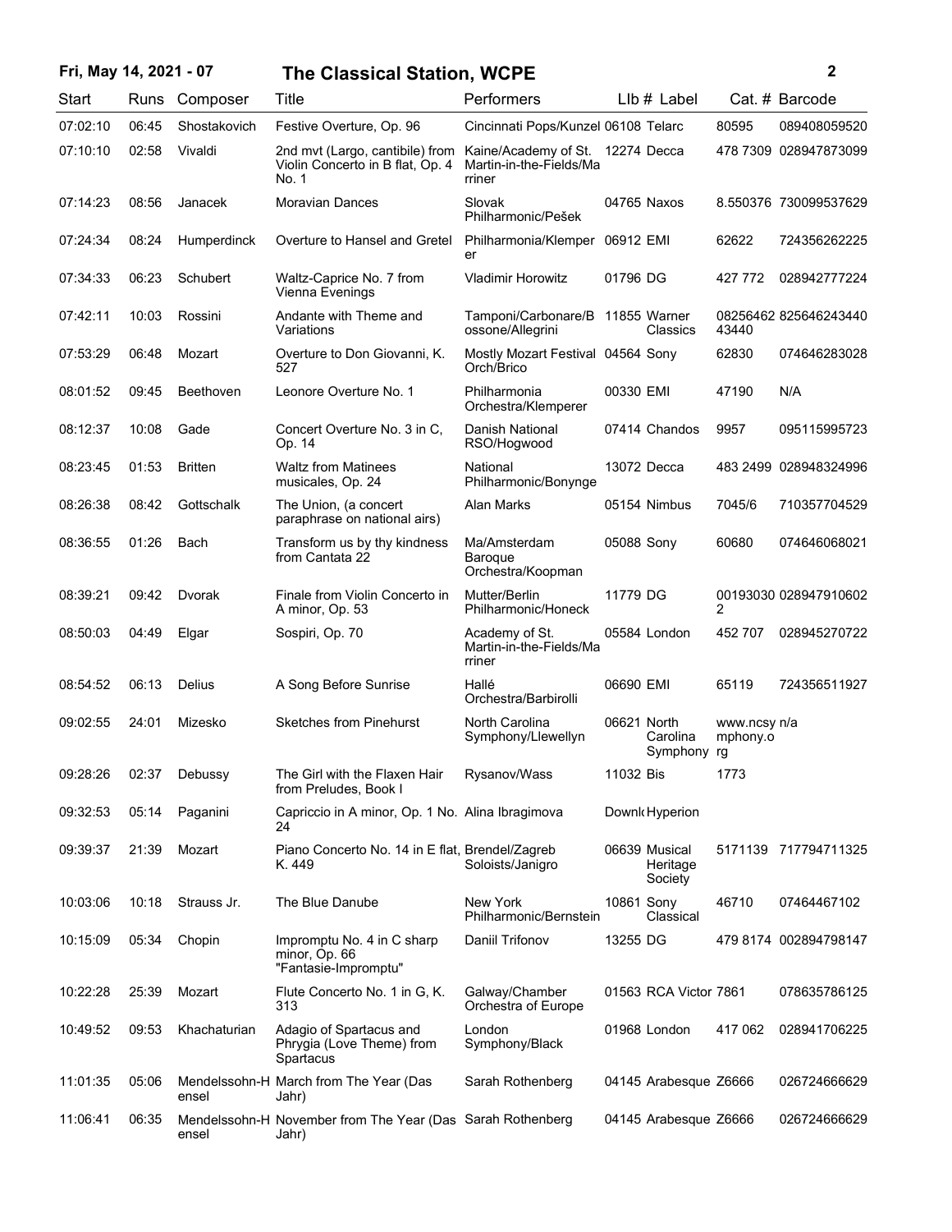# Fri, May 14, 2021 - 07 — The Classical Station, WCPE

| Start | Runs | Composer | Title | Performers | LIb # | Label | Cat. # | Barcode |
|---|---|---|---|---|---|---|---|---|
| 07:02:10 | 06:45 | Shostakovich | Festive Overture, Op. 96 | Cincinnati Pops/Kunzel | 06108 | Telarc | 80595 | 089408059520 |
| 07:10:10 | 02:58 | Vivaldi | 2nd mvt (Largo, cantibile) from Violin Concerto in B flat, Op. 4 No. 1 | Kaine/Academy of St. Martin-in-the-Fields/Marriner | 12274 | Decca | 478 7309 | 028947873099 |
| 07:14:23 | 08:56 | Janacek | Moravian Dances | Slovak Philharmonic/Pešek | 04765 | Naxos | 8.550376 | 730099537629 |
| 07:24:34 | 08:24 | Humperdinck | Overture to Hansel and Gretel | Philharmonia/Klemperer | 06912 | EMI | 62622 | 724356262225 |
| 07:34:33 | 06:23 | Schubert | Waltz-Caprice No. 7 from Vienna Evenings | Vladimir Horowitz | 01796 | DG | 427 772 | 028942777224 |
| 07:42:11 | 10:03 | Rossini | Andante with Theme and Variations | Tamponi/Carbonare/Bossone/Allegrini | 11855 | Warner Classics | 0825646243440 | 825646243440 |
| 07:53:29 | 06:48 | Mozart | Overture to Don Giovanni, K. 527 | Mostly Mozart Festival Orch/Brico | 04564 | Sony | 62830 | 074646283028 |
| 08:01:52 | 09:45 | Beethoven | Leonore Overture No. 1 | Philharmonia Orchestra/Klemperer | 00330 | EMI | 47190 | N/A |
| 08:12:37 | 10:08 | Gade | Concert Overture No. 3 in C, Op. 14 | Danish National RSO/Hogwood | 07414 | Chandos | 9957 | 095115995723 |
| 08:23:45 | 01:53 | Britten | Waltz from Matinees musicales, Op. 24 | National Philharmonic/Bonynge | 13072 | Decca | 483 2499 | 028948324996 |
| 08:26:38 | 08:42 | Gottschalk | The Union, (a concert paraphrase on national airs) | Alan Marks | 05154 | Nimbus | 7045/6 | 710357704529 |
| 08:36:55 | 01:26 | Bach | Transform us by thy kindness from Cantata 22 | Ma/Amsterdam Baroque Orchestra/Koopman | 05088 | Sony | 60680 | 074646068021 |
| 08:39:21 | 09:42 | Dvorak | Finale from Violin Concerto in A minor, Op. 53 | Mutter/Berlin Philharmonic/Honeck | 11779 | DG | 001930302 | 028947910602 |
| 08:50:03 | 04:49 | Elgar | Sospiri, Op. 70 | Academy of St. Martin-in-the-Fields/Marriner | 05584 | London | 452 707 | 028945270722 |
| 08:54:52 | 06:13 | Delius | A Song Before Sunrise | Hallé Orchestra/Barbirolli | 06690 | EMI | 65119 | 724356511927 |
| 09:02:55 | 24:01 | Mizesko | Sketches from Pinehurst | North Carolina Symphony/Llewellyn | 06621 | North Carolina Symphony | www.ncsymphony.org | n/a |
| 09:28:26 | 02:37 | Debussy | The Girl with the Flaxen Hair from Preludes, Book I | Rysanov/Wass | 11032 | Bis | 1773 | |
| 09:32:53 | 05:14 | Paganini | Capriccio in A minor, Op. 1 No. 24 | Alina Ibragimova | Downl | Hyperion | | |
| 09:39:37 | 21:39 | Mozart | Piano Concerto No. 14 in E flat, K. 449 | Brendel/Zagreb Soloists/Janigro | 06639 | Musical Heritage Society | 5171139 | 717794711325 |
| 10:03:06 | 10:18 | Strauss Jr. | The Blue Danube | New York Philharmonic/Bernstein | 10861 | Sony Classical | 46710 | 07464467102 |
| 10:15:09 | 05:34 | Chopin | Impromptu No. 4 in C sharp minor, Op. 66 "Fantasie-Impromptu" | Daniil Trifonov | 13255 | DG | 479 8174 | 002894798147 |
| 10:22:28 | 25:39 | Mozart | Flute Concerto No. 1 in G, K. 313 | Galway/Chamber Orchestra of Europe | 01563 | RCA Victor | 7861 | 078635786125 |
| 10:49:52 | 09:53 | Khachaturian | Adagio of Spartacus and Phrygia (Love Theme) from Spartacus | London Symphony/Black | 01968 | London | 417 062 | 028941706225 |
| 11:01:35 | 05:06 | Mendelssohn-Hensel | March from The Year (Das Jahr) | Sarah Rothenberg | 04145 | Arabesque | Z6666 | 026724666629 |
| 11:06:41 | 06:35 | Mendelssohn-Hensel | November from The Year (Das Jahr) | Sarah Rothenberg | 04145 | Arabesque | Z6666 | 026724666629 |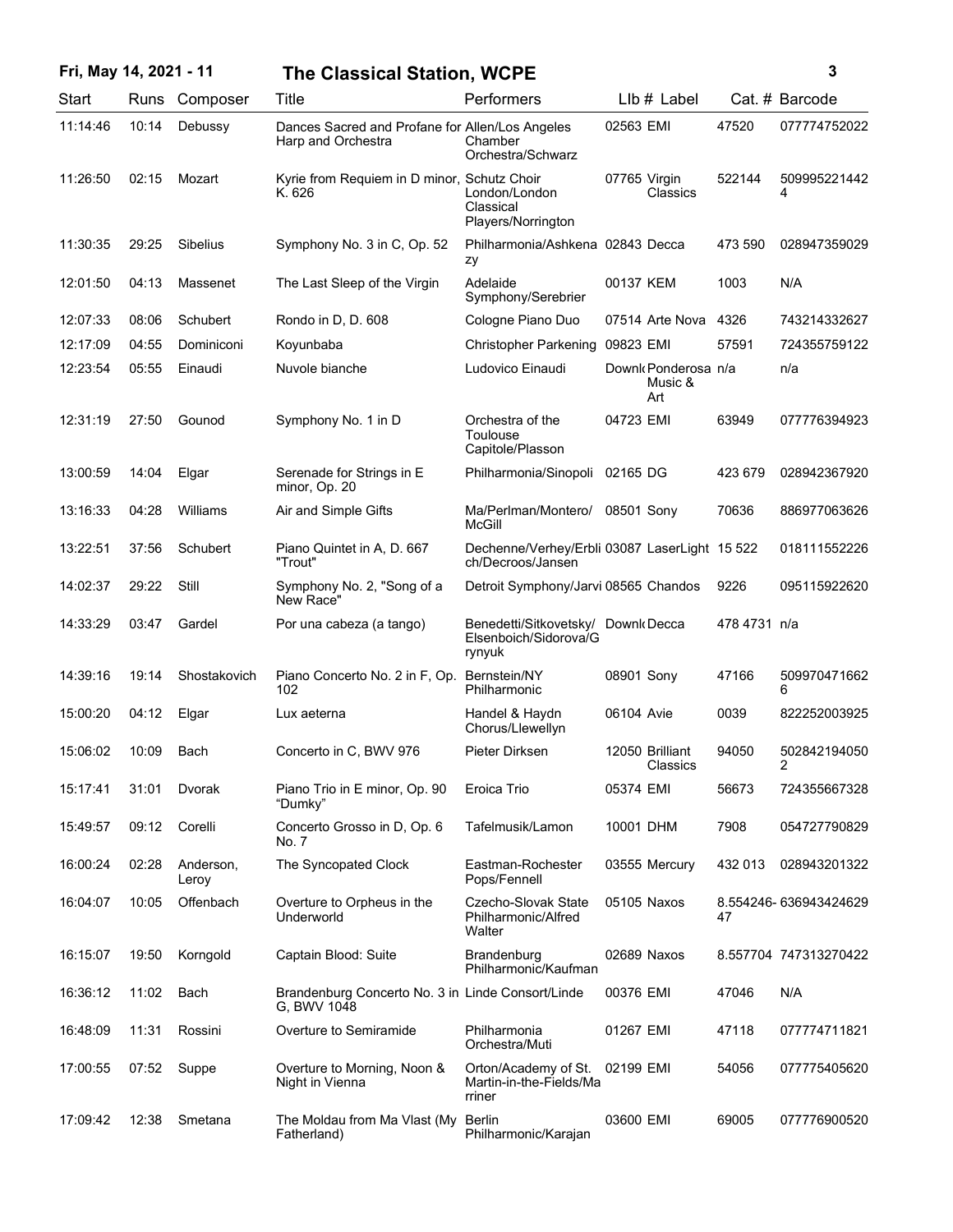# The Classical Station, WCPE

Fri, May 14, 2021 - 11

| Start | Runs | Composer | Title | Performers | LIb # | Label | Cat. # | Barcode |
|---|---|---|---|---|---|---|---|---|
| 11:14:46 | 10:14 | Debussy | Dances Sacred and Profane for Harp and Orchestra | Allen/Los Angeles Chamber Orchestra/Schwarz | 02563 | EMI | 47520 | 077774752022 |
| 11:26:50 | 02:15 | Mozart | Kyrie from Requiem in D minor, K. 626 | Schutz Choir London/London Classical Players/Norrington | 07765 | Virgin Classics | 522144 | 5099952214424 |
| 11:30:35 | 29:25 | Sibelius | Symphony No. 3 in C, Op. 52 | Philharmonia/Ashkenazy | 02843 | Decca | 473 590 | 028947359029 |
| 12:01:50 | 04:13 | Massenet | The Last Sleep of the Virgin | Adelaide Symphony/Serebrier | 00137 | KEM | 1003 | N/A |
| 12:07:33 | 08:06 | Schubert | Rondo in D, D. 608 | Cologne Piano Duo | 07514 | Arte Nova | 4326 | 743214332627 |
| 12:17:09 | 04:55 | Dominiconi | Koyunbaba | Christopher Parkening | 09823 | EMI | 57591 | 724355759122 |
| 12:23:54 | 05:55 | Einaudi | Nuvole bianche | Ludovico Einaudi | Downl | Ponderosa Music & Art | n/a | n/a |
| 12:31:19 | 27:50 | Gounod | Symphony No. 1 in D | Orchestra of the Toulouse Capitole/Plasson | 04723 | EMI | 63949 | 077776394923 |
| 13:00:59 | 14:04 | Elgar | Serenade for Strings in E minor, Op. 20 | Philharmonia/Sinopoli | 02165 | DG | 423 679 | 028942367920 |
| 13:16:33 | 04:28 | Williams | Air and Simple Gifts | Ma/Perlman/Montero/McGill | 08501 | Sony | 70636 | 886977063626 |
| 13:22:51 | 37:56 | Schubert | Piano Quintet in A, D. 667 "Trout" | Dechenne/Verhey/Erblich/Decroos/Jansen | 03087 | LaserLight | 15 522 | 018111552226 |
| 14:02:37 | 29:22 | Still | Symphony No. 2, "Song of a New Race" | Detroit Symphony/Jarvi | 08565 | Chandos | 9226 | 095115922620 |
| 14:33:29 | 03:47 | Gardel | Por una cabeza (a tango) | Benedetti/Sitkovetsky/Elsenboich/Sidorova/Grynyuk | Downl | Decca | 478 4731 | n/a |
| 14:39:16 | 19:14 | Shostakovich | Piano Concerto No. 2 in F, Op. 102 | Bernstein/NY Philharmonic | 08901 | Sony | 47166 | 5099704716626 |
| 15:00:20 | 04:12 | Elgar | Lux aeterna | Handel & Haydn Chorus/Llewellyn | 06104 | Avie | 0039 | 822252003925 |
| 15:06:02 | 10:09 | Bach | Concerto in C, BWV 976 | Pieter Dirksen | 12050 | Brilliant Classics | 94050 | 5028421940502 |
| 15:17:41 | 31:01 | Dvorak | Piano Trio in E minor, Op. 90 “Dumky” | Eroica Trio | 05374 | EMI | 56673 | 724355667328 |
| 15:49:57 | 09:12 | Corelli | Concerto Grosso in D, Op. 6 No. 7 | Tafelmusik/Lamon | 10001 | DHM | 7908 | 054727790829 |
| 16:00:24 | 02:28 | Anderson, Leroy | The Syncopated Clock | Eastman-Rochester Pops/Fennell | 03555 | Mercury | 432 013 | 028943201322 |
| 16:04:07 | 10:05 | Offenbach | Overture to Orpheus in the Underworld | Czecho-Slovak State Philharmonic/Alfred Walter | 05105 | Naxos | 8.554246-47 | 636943424629 |
| 16:15:07 | 19:50 | Korngold | Captain Blood: Suite | Brandenburg Philharmonic/Kaufman | 02689 | Naxos | 8.557704 | 747313270422 |
| 16:36:12 | 11:02 | Bach | Brandenburg Concerto No. 3 in G, BWV 1048 | Linde Consort/Linde | 00376 | EMI | 47046 | N/A |
| 16:48:09 | 11:31 | Rossini | Overture to Semiramide | Philharmonia Orchestra/Muti | 01267 | EMI | 47118 | 077774711821 |
| 17:00:55 | 07:52 | Suppe | Overture to Morning, Noon & Night in Vienna | Orton/Academy of St. Martin-in-the-Fields/Marriner | 02199 | EMI | 54056 | 077775405620 |
| 17:09:42 | 12:38 | Smetana | The Moldau from Ma Vlast (My Fatherland) | Berlin Philharmonic/Karajan | 03600 | EMI | 69005 | 077776900520 |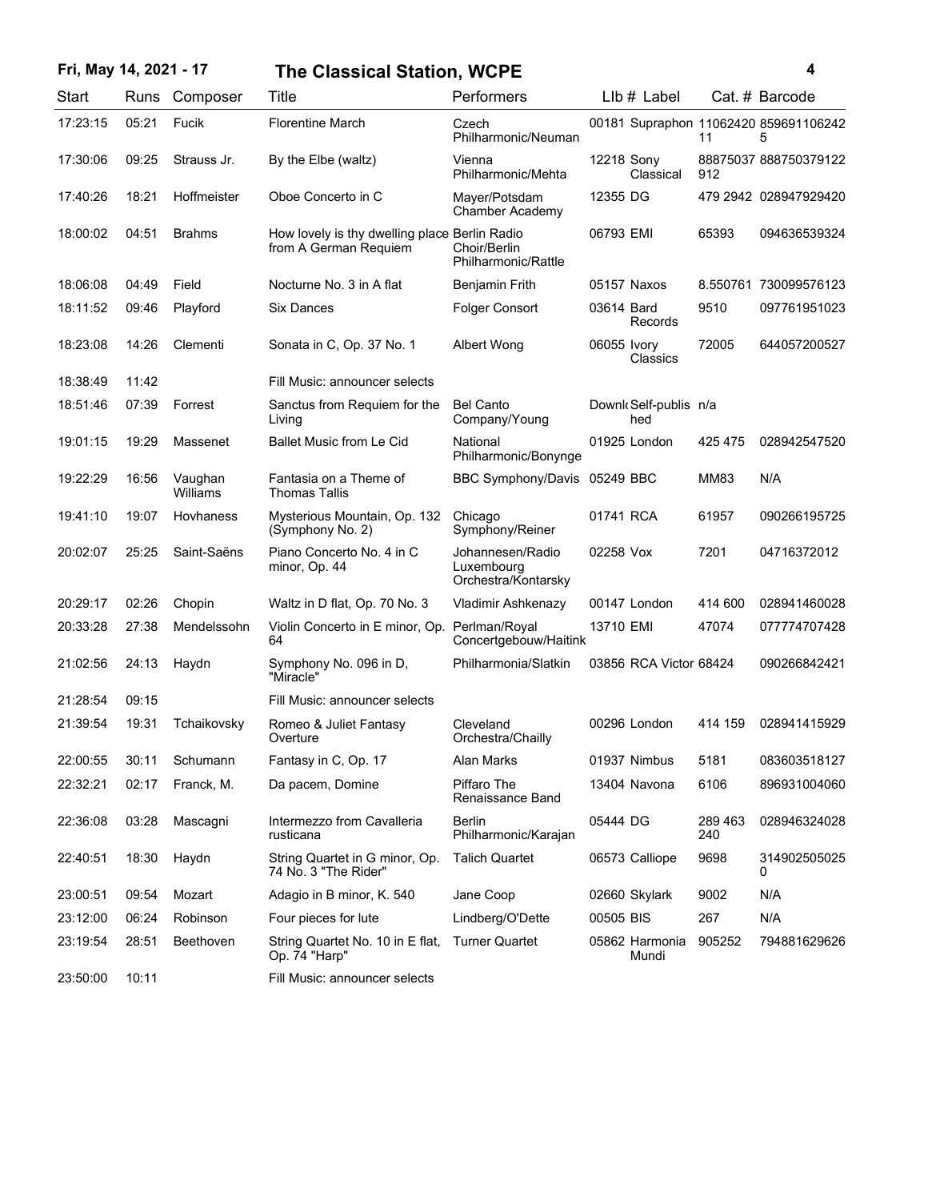| Start | Runs | Composer | Title | Performers | Llb # | Label | Cat. # | Barcode |
|---|---|---|---|---|---|---|---|---|
| 17:23:15 | 05:21 | Fucik | Florentine March | Czech Philharmonic/Neuman | 00181 | Supraphon | 1106242011 | 8596911062425 |
| 17:30:06 | 09:25 | Strauss Jr. | By the Elbe (waltz) | Vienna Philharmonic/Mehta | 12218 | Sony Classical | 88875037912 | 888750379122 |
| 17:40:26 | 18:21 | Hoffmeister | Oboe Concerto in C | Mayer/Potsdam Chamber Academy | 12355 | DG | 479 2942 | 028947929420 |
| 18:00:02 | 04:51 | Brahms | How lovely is thy dwelling place from A German Requiem | Berlin Radio Choir/Berlin Philharmonic/Rattle | 06793 | EMI | 65393 | 094636539324 |
| 18:06:08 | 04:49 | Field | Nocturne No. 3 in A flat | Benjamin Frith | 05157 | Naxos | 8.550761 | 730099576123 |
| 18:11:52 | 09:46 | Playford | Six Dances | Folger Consort | 03614 | Bard Records | 9510 | 097761951023 |
| 18:23:08 | 14:26 | Clementi | Sonata in C, Op. 37 No. 1 | Albert Wong | 06055 | Ivory Classics | 72005 | 644057200527 |
| 18:38:49 | 11:42 | | Fill Music: announcer selects | | | | | |
| 18:51:46 | 07:39 | Forrest | Sanctus from Requiem for the Living | Bel Canto Company/Young | Downl | Self-published | n/a | |
| 19:01:15 | 19:29 | Massenet | Ballet Music from Le Cid | National Philharmonic/Bonynge | 01925 | London | 425 475 | 028942547520 |
| 19:22:29 | 16:56 | Vaughan Williams | Fantasia on a Theme of Thomas Tallis | BBC Symphony/Davis | 05249 | BBC | MM83 | N/A |
| 19:41:10 | 19:07 | Hovhaness | Mysterious Mountain, Op. 132 (Symphony No. 2) | Chicago Symphony/Reiner | 01741 | RCA | 61957 | 090266195725 |
| 20:02:07 | 25:25 | Saint-Saëns | Piano Concerto No. 4 in C minor, Op. 44 | Johannesen/Radio Luxembourg Orchestra/Kontarsky | 02258 | Vox | 7201 | 04716372012 |
| 20:29:17 | 02:26 | Chopin | Waltz in D flat, Op. 70 No. 3 | Vladimir Ashkenazy | 00147 | London | 414 600 | 028941460028 |
| 20:33:28 | 27:38 | Mendelssohn | Violin Concerto in E minor, Op. 64 | Perlman/Royal Concertgebouw/Haitink | 13710 | EMI | 47074 | 077774707428 |
| 21:02:56 | 24:13 | Haydn | Symphony No. 096 in D, "Miracle" | Philharmonia/Slatkin | 03856 | RCA Victor | 68424 | 090266842421 |
| 21:28:54 | 09:15 | | Fill Music: announcer selects | | | | | |
| 21:39:54 | 19:31 | Tchaikovsky | Romeo & Juliet Fantasy Overture | Cleveland Orchestra/Chailly | 00296 | London | 414 159 | 028941415929 |
| 22:00:55 | 30:11 | Schumann | Fantasy in C, Op. 17 | Alan Marks | 01937 | Nimbus | 5181 | 083603518127 |
| 22:32:21 | 02:17 | Franck, M. | Da pacem, Domine | Piffaro The Renaissance Band | 13404 | Navona | 6106 | 896931004060 |
| 22:36:08 | 03:28 | Mascagni | Intermezzo from Cavalleria rusticana | Berlin Philharmonic/Karajan | 05444 | DG | 289 463 240 | 028946324028 |
| 22:40:51 | 18:30 | Haydn | String Quartet in G minor, Op. 74 No. 3 "The Rider" | Talich Quartet | 06573 | Calliope | 9698 | 3149025050250 |
| 23:00:51 | 09:54 | Mozart | Adagio in B minor, K. 540 | Jane Coop | 02660 | Skylark | 9002 | N/A |
| 23:12:00 | 06:24 | Robinson | Four pieces for lute | Lindberg/O'Dette | 00505 | BIS | 267 | N/A |
| 23:19:54 | 28:51 | Beethoven | String Quartet No. 10 in E flat, Op. 74 "Harp" | Turner Quartet | 05862 | Harmonia Mundi | 905252 | 794881629626 |
| 23:50:00 | 10:11 | | Fill Music: announcer selects | | | | | |